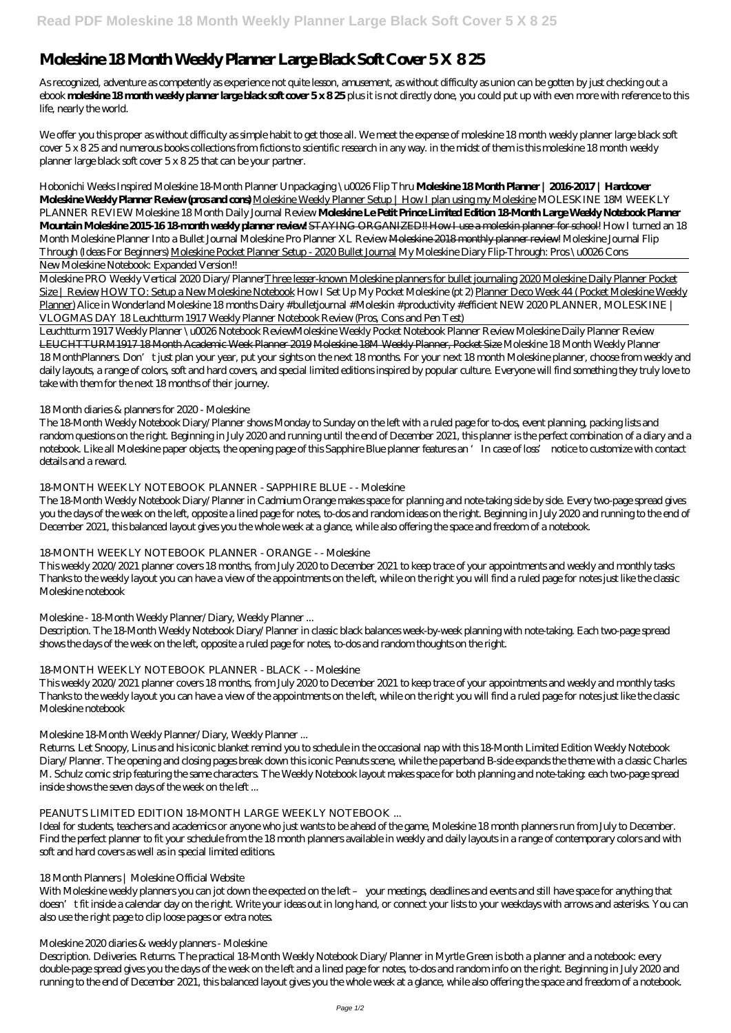# Moleskine 18 Month Weekly Planner Large Black Soft Cover 5 X 8 25

As recognized, adventure as competently as experience not quite lesson, amusement, as without difficulty as union can be gotten by just checking out a ebook **moleskine 18 month weekly planner large black soft cover 5 x 8 25** plus it is not directly done, you could put up with even more with reference to this life, nearly the world.

We offer you this proper as without difficulty as simple habit to get those all. We meet the expense of moleskine 18 month weekly planner large black soft cover 5 x 8 25 and numerous books collections from fictions to scientific research in any way. in the midst of them is this moleskine 18 month weekly planner large black soft cover 5 x 8 25 that can be your partner.

*Hobonichi Weeks Inspired Moleskine 18-Month Planner Unpackaging \u0026 Flip Thru* **Moleskine 18 Month Planner | 2016-2017 | Hardcover** **Moleskine Weekly Planner Review (pros and cons)** Moleskine Weekly Planner Setup | How I plan using my Moleskine *MOLESKINE 18M WEEKLY PLANNER REVIEW Moleskine 18 Month Daily Journal Review* **Moleskine Le Petit Prince Limited Edition 18-Month Large Weekly Notebook Planner** **Mountain Moleskine 2015-16 18-month weekly planner review!** ~~STAYING ORGANIZED!! How I use a moleskin planner for school!~~ *How I turned an 18 Month Moleskine Planner Into a Bullet Journal Moleskine Pro Planner XL Review* ~~Moleskine 2018 monthly planner review!~~ *Moleskine Journal Flip Through (Ideas For Beginners)* Moleskine Pocket Planner Setup - 2020 Bullet Journal *My Moleskine Diary Flip-Through: Pros \u0026 Cons*

New Moleskine Notebook: Expanded Version!!

Moleskine PRO Weekly Vertical 2020 Diary/Planner Three lesser-known Moleskine planners for bullet journaling 2020 Moleskine Daily Planner Pocket Size | Review HOW TO: Setup a New Moleskine Notebook *How I Set Up My Pocket Moleskine (pt 2)* Planner Deco Week 44 ( Pocket Moleskine Weekly Planner) *Alice in Wonderland Moleskine 18 months Dairy #bulletjournal #Moleskin #productivity #efficient NEW 2020 PLANNER, MOLESKINE | VLOGMAS DAY 18 Leuchtturm 1917 Weekly Planner Notebook Review (Pros, Cons and Pen Test)*

Leuchtturm 1917 Weekly Planner \u0026 Notebook Review*Moleskine Weekly Pocket Notebook Planner Review Moleskine Daily Planner Review* ~~LEUCHTTURM1917 18 Month Academic Week Planner 2019~~ ~~Moleskine 18M Weekly Planner, Pocket Size~~ *Moleskine 18 Month Weekly Planner*

18 MonthPlanners. Don't just plan your year, put your sights on the next 18 months. For your next 18 month Moleskine planner, choose from weekly and daily layouts, a range of colors, soft and hard covers, and special limited editions inspired by popular culture. Everyone will find something they truly love to take with them for the next 18 months of their journey.

*18 Month diaries & planners for 2020 - Moleskine*

The 18-Month Weekly Notebook Diary/Planner shows Monday to Sunday on the left with a ruled page for to-dos, event planning, packing lists and random questions on the right. Beginning in July 2020 and running until the end of December 2021, this planner is the perfect combination of a diary and a notebook. Like all Moleskine paper objects, the opening page of this Sapphire Blue planner features an 'In case of loss' notice to customize with contact details and a reward.

*18-MONTH WEEKLY NOTEBOOK PLANNER - SAPPHIRE BLUE - - Moleskine*

The 18-Month Weekly Notebook Diary/Planner in Cadmium Orange makes space for planning and note-taking side by side. Every two-page spread gives you the days of the week on the left, opposite a lined page for notes, to-dos and random ideas on the right. Beginning in July 2020 and running to the end of December 2021, this balanced layout gives you the whole week at a glance, while also offering the space and freedom of a notebook.

*18-MONTH WEEKLY NOTEBOOK PLANNER - ORANGE - - Moleskine*

This weekly 2020/2021 planner covers 18 months, from July 2020 to December 2021 to keep trace of your appointments and weekly and monthly tasks Thanks to the weekly layout you can have a view of the appointments on the left, while on the right you will find a ruled page for notes just like the classic Moleskine notebook

*Moleskine - 18-Month Weekly Planner/Diary, Weekly Planner ...*

Description. The 18-Month Weekly Notebook Diary/Planner in classic black balances week-by-week planning with note-taking. Each two-page spread shows the days of the week on the left, opposite a ruled page for notes, to-dos and random thoughts on the right.

*18-MONTH WEEKLY NOTEBOOK PLANNER - BLACK - - Moleskine*

This weekly 2020/2021 planner covers 18 months, from July 2020 to December 2021 to keep trace of your appointments and weekly and monthly tasks Thanks to the weekly layout you can have a view of the appointments on the left, while on the right you will find a ruled page for notes just like the classic Moleskine notebook

*Moleskine 18-Month Weekly Planner/Diary, Weekly Planner ...*

Returns. Let Snoopy, Linus and his iconic blanket remind you to schedule in the occasional nap with this 18-Month Limited Edition Weekly Notebook Diary/Planner. The opening and closing pages break down this iconic Peanuts scene, while the paperband B-side expands the theme with a classic Charles M. Schulz comic strip featuring the same characters. The Weekly Notebook layout makes space for both planning and note-taking: each two-page spread inside shows the seven days of the week on the left ...

*PEANUTS LIMITED EDITION 18-MONTH LARGE WEEKLY NOTEBOOK ...*

Ideal for students, teachers and academics or anyone who just wants to be ahead of the game, Moleskine 18 month planners run from July to December. Find the perfect planner to fit your schedule from the 18 month planners available in weekly and daily layouts in a range of contemporary colors and with soft and hard covers as well as in special limited editions.

*18 Month Planners | Moleskine Official Website*

With Moleskine weekly planners you can jot down the expected on the left – your meetings, deadlines and events and still have space for anything that doesn't fit inside a calendar day on the right. Write your ideas out in long hand, or connect your lists to your weekdays with arrows and asterisks. You can also use the right page to clip loose pages or extra notes.

*Moleskine 2020 diaries & weekly planners - Moleskine*

Description. Deliveries. Returns. The practical 18-Month Weekly Notebook Diary/Planner in Myrtle Green is both a planner and a notebook: every double-page spread gives you the days of the week on the left and a lined page for notes, to-dos and random info on the right. Beginning in July 2020 and running to the end of December 2021, this balanced layout gives you the whole week at a glance, while also offering the space and freedom of a notebook.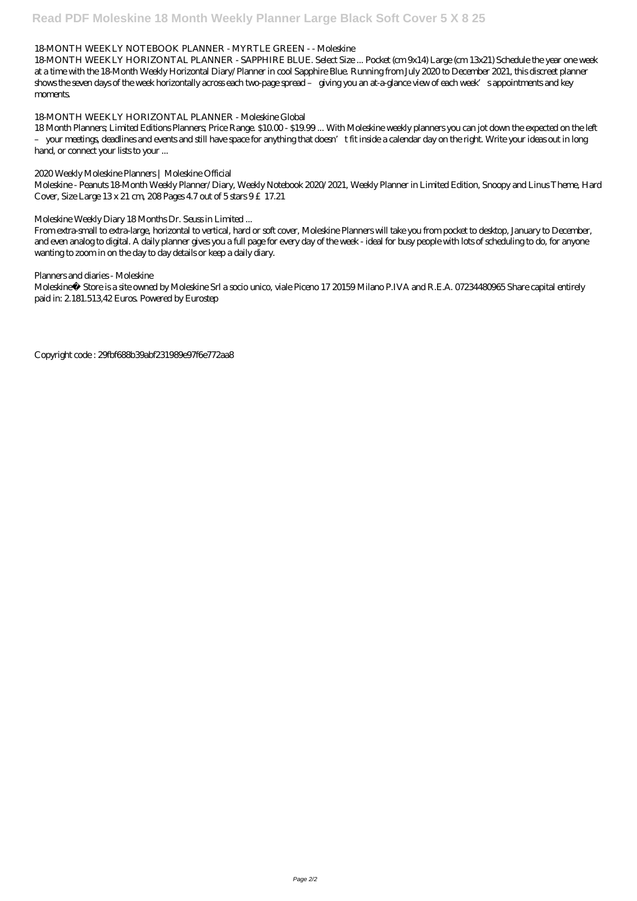## 18-MONTH WEEKLY NOTEBOOK PLANNER - MYRTLE GREEN - - Moleskine

18-MONTH WEEKLY HORIZONTAL PLANNER - SAPPHIRE BLUE. Select Size ... Pocket (cm 9x14) Large (cm 13x21) Schedule the year one week at a time with the 18-Month Weekly Horizontal Diary/Planner in cool Sapphire Blue. Running from July 2020 to December 2021, this discreet planner shows the seven days of the week horizontally across each two-page spread – giving you an at-a-glance view of each week's appointments and key moments.

## 18-MONTH WEEKLY HORIZONTAL PLANNER - Moleskine Global

18 Month Planners; Limited Editions Planners; Price Range. $10.00 - $19.99 ... With Moleskine weekly planners you can jot down the expected on the left – your meetings, deadlines and events and still have space for anything that doesn't fit inside a calendar day on the right. Write your ideas out in long hand, or connect your lists to your ...

## 2020 Weekly Moleskine Planners | Moleskine Official

Moleskine - Peanuts 18-Month Weekly Planner/Diary, Weekly Notebook 2020/2021, Weekly Planner in Limited Edition, Snoopy and Linus Theme, Hard Cover, Size Large 13 x 21 cm, 208 Pages 4.7 out of 5 stars 9 £17.21

## Moleskine Weekly Diary 18 Months Dr. Seuss in Limited ...

From extra-small to extra-large, horizontal to vertical, hard or soft cover, Moleskine Planners will take you from pocket to desktop, January to December, and even analog to digital. A daily planner gives you a full page for every day of the week - ideal for busy people with lots of scheduling to do, for anyone wanting to zoom in on the day to day details or keep a daily diary.

## Planners and diaries - Moleskine

Moleskine® Store is a site owned by Moleskine Srl a socio unico, viale Piceno 17 20159 Milano P.IVA and R.E.A. 07234480965 Share capital entirely paid in: 2.181.513,42 Euros. Powered by Eurostep

Copyright code : 29fbf688b39abf231989e97f6e772aa8